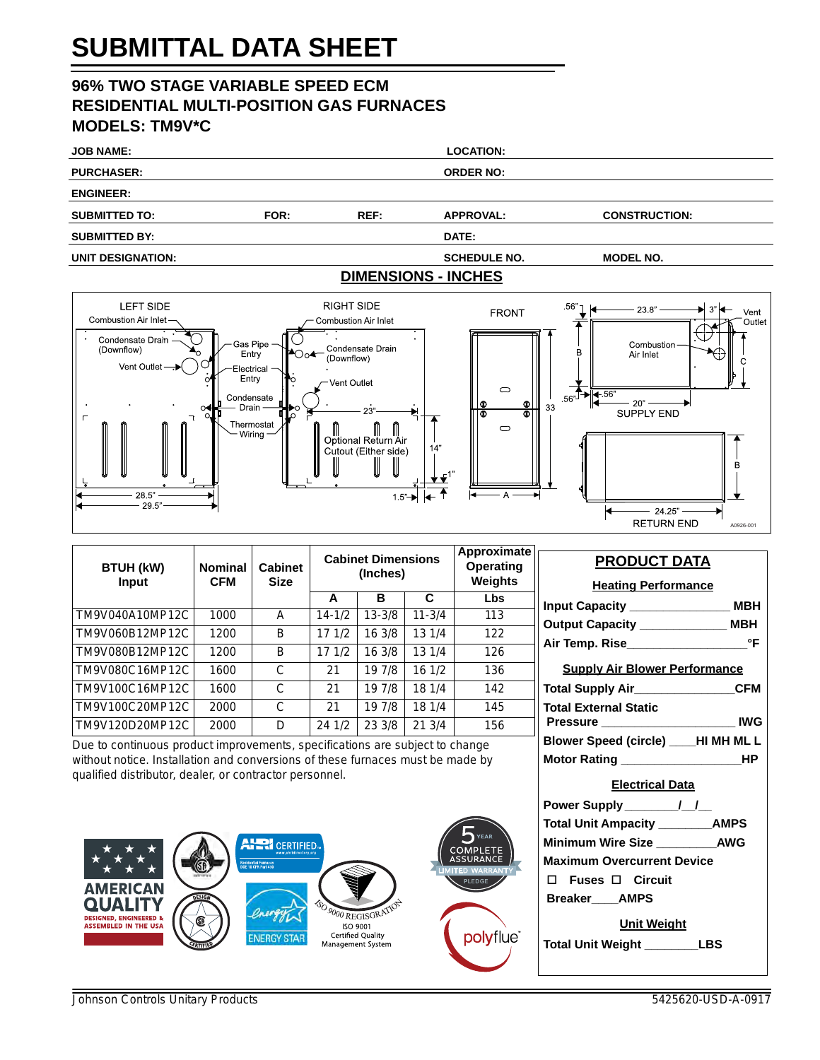// Submittal data sheet header, form fields, dimensions table, and product data form

# SUBMITTAL DATA SHEET

## 96% TWO STAGE VARIABLE SPEED ECM RESIDENTIAL MULTI-POSITION GAS FURNACES MODELS: TM9V*C

| | | | | |
|---|---|---|---|---|
| **JOB NAME:** | | | **LOCATION:** | |
| **PURCHASER:** | | | **ORDER NO:** | |
| **ENGINEER:** | | | | |
| **SUBMITTED TO:** | **FOR:** | **REF:** | **APPROVAL:** | **CONSTRUCTION:** |
| **SUBMITTED BY:** | | | **DATE:** | |
| **UNIT DESIGNATION:** | | | **SCHEDULE NO.** | **MODEL NO.** |

## DIMENSIONS - INCHES

LEFT SIDE: Combustion Air Inlet, Condensate Drain (Downflow), Vent Outlet, 28.5", 29.5"

RIGHT SIDE: Combustion Air Inlet, Gas Pipe Entry, Condensate Drain (Downflow), Electrical Entry, Vent Outlet, Condensate Drain, Thermostat Wiring, 23", Optional Return Air Cutout (Either side), 14", 1", 1.5"

FRONT: 33, A

SUPPLY END: .56", 23.8", 3", Vent Outlet, Combustion Air Inlet, B, C, .56", .56", 20"

RETURN END: B, 24.25"

A0926-001

| BTUH (kW) Input | Nominal CFM | Cabinet Size | Cabinet Dimensions (Inches) | | | Approximate Operating Weights |
|---|---|---|---|---|---|---|
| | | | A | B | C | Lbs |
| TM9V040A10MP12C | 1000 | A | 14-1/2 | 13-3/8 | 11-3/4 | 113 |
| TM9V060B12MP12C | 1200 | B | 17 1/2 | 16 3/8 | 13 1/4 | 122 |
| TM9V080B12MP12C | 1200 | B | 17 1/2 | 16 3/8 | 13 1/4 | 126 |
| TM9V080C16MP12C | 1600 | C | 21 | 19 7/8 | 16 1/2 | 136 |
| TM9V100C16MP12C | 1600 | C | 21 | 19 7/8 | 18 1/4 | 142 |
| TM9V100C20MP12C | 2000 | C | 21 | 19 7/8 | 18 1/4 | 145 |
| TM9V120D20MP12C | 2000 | D | 24 1/2 | 23 3/8 | 21 3/4 | 156 |

Due to continuous product improvements, specifications are subject to change without notice. Installation and conversions of these furnaces must be made by qualified distributor, dealer, or contractor personnel.

AMERICAN QUALITY — DESIGNED, ENGINEERED & ASSEMBLED IN THE USA; AHRI CERTIFIED; ENERGY STAR; ISO 9000 REGISTRATION — ISO 9001 Certified Quality Management System; 5 YEAR COMPLETE ASSURANCE LIMITED WARRANTY PLEDGE; polyflue

## PRODUCT DATA

**Heating Performance**

**Input Capacity** ______________ **MBH**

**Output Capacity** ____________ **MBH**

**Air Temp. Rise**________________ **°F**

**Supply Air Blower Performance**

**Total Supply Air**______________ **CFM**

**Total External Static Pressure** __________________ **IWG**

**Blower Speed (circle)** ____ **HI MH ML L**

**Motor Rating** ________________ **HP**

**Electrical Data**

**Power Supply** ________/__/__

**Total Unit Ampacity** _______ **AMPS**

**Minimum Wire Size** ________ **AWG**

**Maximum Overcurrent Device**

☐ **Fuses** ☐ **Circuit Breaker**____**AMPS**

**Unit Weight**

**Total Unit Weight** _______ **LBS**

Johnson Controls Unitary Products — 5425620-USD-A-0917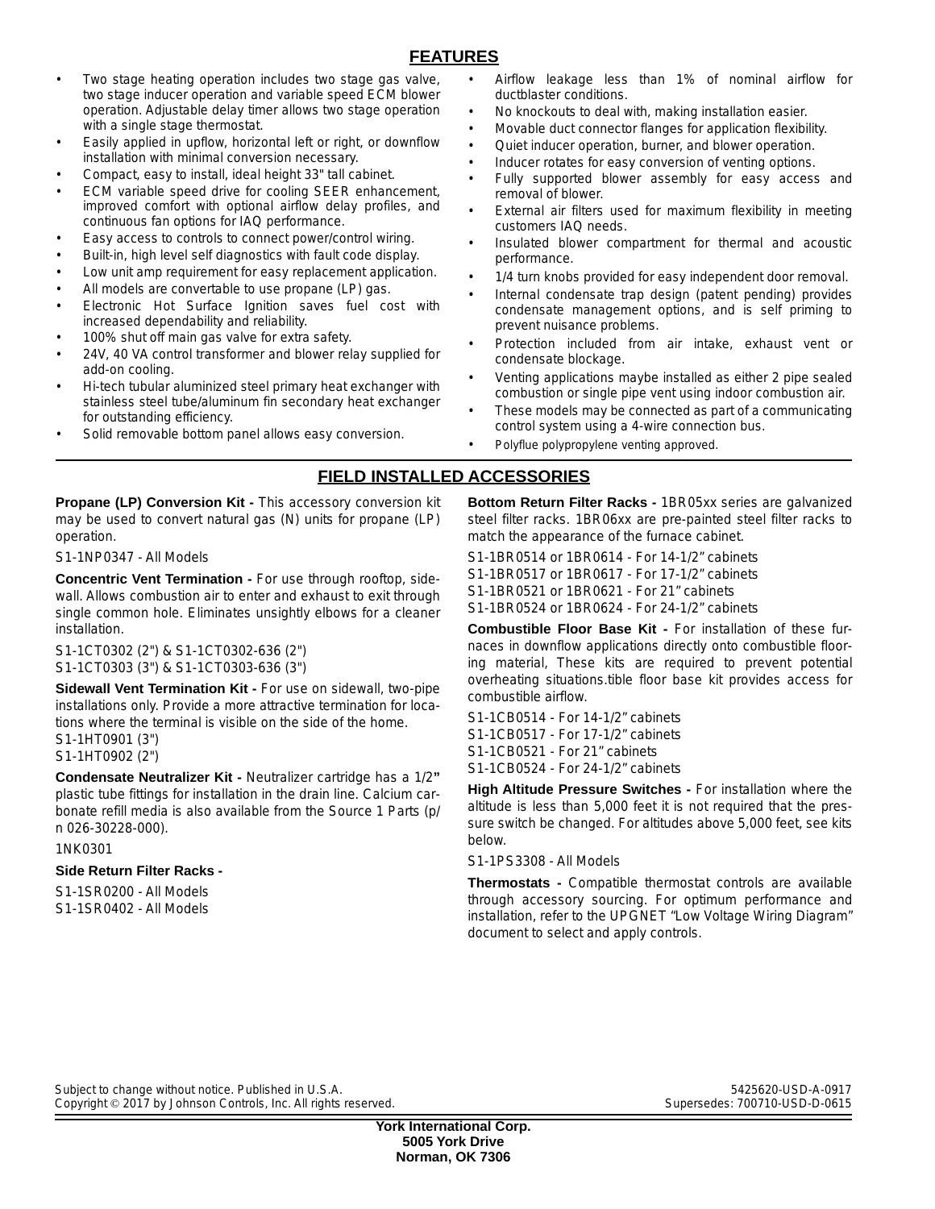## FEATURES

- Two stage heating operation includes two stage gas valve, two stage inducer operation and variable speed ECM blower operation. Adjustable delay timer allows two stage operation with a single stage thermostat.
- Easily applied in upflow, horizontal left or right, or downflow installation with minimal conversion necessary.
- Compact, easy to install, ideal height 33" tall cabinet.
- ECM variable speed drive for cooling SEER enhancement, improved comfort with optional airflow delay profiles, and continuous fan options for IAQ performance.
- Easy access to controls to connect power/control wiring.
- Built-in, high level self diagnostics with fault code display.
- Low unit amp requirement for easy replacement application.
- All models are convertable to use propane (LP) gas.
- Electronic Hot Surface Ignition saves fuel cost with increased dependability and reliability.
- 100% shut off main gas valve for extra safety.
- 24V, 40 VA control transformer and blower relay supplied for add-on cooling.
- Hi-tech tubular aluminized steel primary heat exchanger with stainless steel tube/aluminum fin secondary heat exchanger for outstanding efficiency.
- Solid removable bottom panel allows easy conversion.
- Airflow leakage less than 1% of nominal airflow for ductblaster conditions.
- No knockouts to deal with, making installation easier.
- Movable duct connector flanges for application flexibility.
- Quiet inducer operation, burner, and blower operation.
- Inducer rotates for easy conversion of venting options.
- Fully supported blower assembly for easy access and removal of blower.
- External air filters used for maximum flexibility in meeting customers IAQ needs.
- Insulated blower compartment for thermal and acoustic performance.
- 1/4 turn knobs provided for easy independent door removal.
- Internal condensate trap design (patent pending) provides condensate management options, and is self priming to prevent nuisance problems.
- Protection included from air intake, exhaust vent or condensate blockage.
- Venting applications maybe installed as either 2 pipe sealed combustion or single pipe vent using indoor combustion air.
- These models may be connected as part of a communicating control system using a 4-wire connection bus.
- Polyflue polypropylene venting approved.

## FIELD INSTALLED ACCESSORIES

**Propane (LP) Conversion Kit -** This accessory conversion kit may be used to convert natural gas (N) units for propane (LP) operation.

S1-1NP0347 - All Models

**Concentric Vent Termination -** For use through rooftop, sidewall. Allows combustion air to enter and exhaust to exit through single common hole. Eliminates unsightly elbows for a cleaner installation.

S1-1CT0302 (2") & S1-1CT0302-636 (2")
S1-1CT0303 (3") & S1-1CT0303-636 (3")

**Sidewall Vent Termination Kit -** For use on sidewall, two-pipe installations only. Provide a more attractive termination for locations where the terminal is visible on the side of the home.
S1-1HT0901 (3")
S1-1HT0902 (2")

**Condensate Neutralizer Kit -** Neutralizer cartridge has a 1/2**"** plastic tube fittings for installation in the drain line. Calcium carbonate refill media is also available from the Source 1 Parts (p/n 026-30228-000).

1NK0301

**Side Return Filter Racks -**

S1-1SR0200 - All Models
S1-1SR0402 - All Models

**Bottom Return Filter Racks -** 1BR05xx series are galvanized steel filter racks. 1BR06xx are pre-painted steel filter racks to match the appearance of the furnace cabinet.

S1-1BR0514 or 1BR0614 - For 14-1/2" cabinets
S1-1BR0517 or 1BR0617 - For 17-1/2" cabinets
S1-1BR0521 or 1BR0621 - For 21" cabinets
S1-1BR0524 or 1BR0624 - For 24-1/2" cabinets

**Combustible Floor Base Kit -** For installation of these furnaces in downflow applications directly onto combustible flooring material, These kits are required to prevent potential overheating situations.tible floor base kit provides access for combustible airflow.

S1-1CB0514 - For 14-1/2" cabinets
S1-1CB0517 - For 17-1/2" cabinets
S1-1CB0521 - For 21" cabinets
S1-1CB0524 - For 24-1/2" cabinets

**High Altitude Pressure Switches -** For installation where the altitude is less than 5,000 feet it is not required that the pressure switch be changed. For altitudes above 5,000 feet, see kits below.

S1-1PS3308 - All Models

**Thermostats -** Compatible thermostat controls are available through accessory sourcing. For optimum performance and installation, refer to the UPGNET "Low Voltage Wiring Diagram" document to select and apply controls.

Subject to change without notice. Published in U.S.A.
Copyright © 2017 by Johnson Controls, Inc. All rights reserved.

5425620-USD-A-0917
Supersedes: 700710-USD-D-0615

**York International Corp.**
**5005 York Drive**
**Norman, OK 7306**